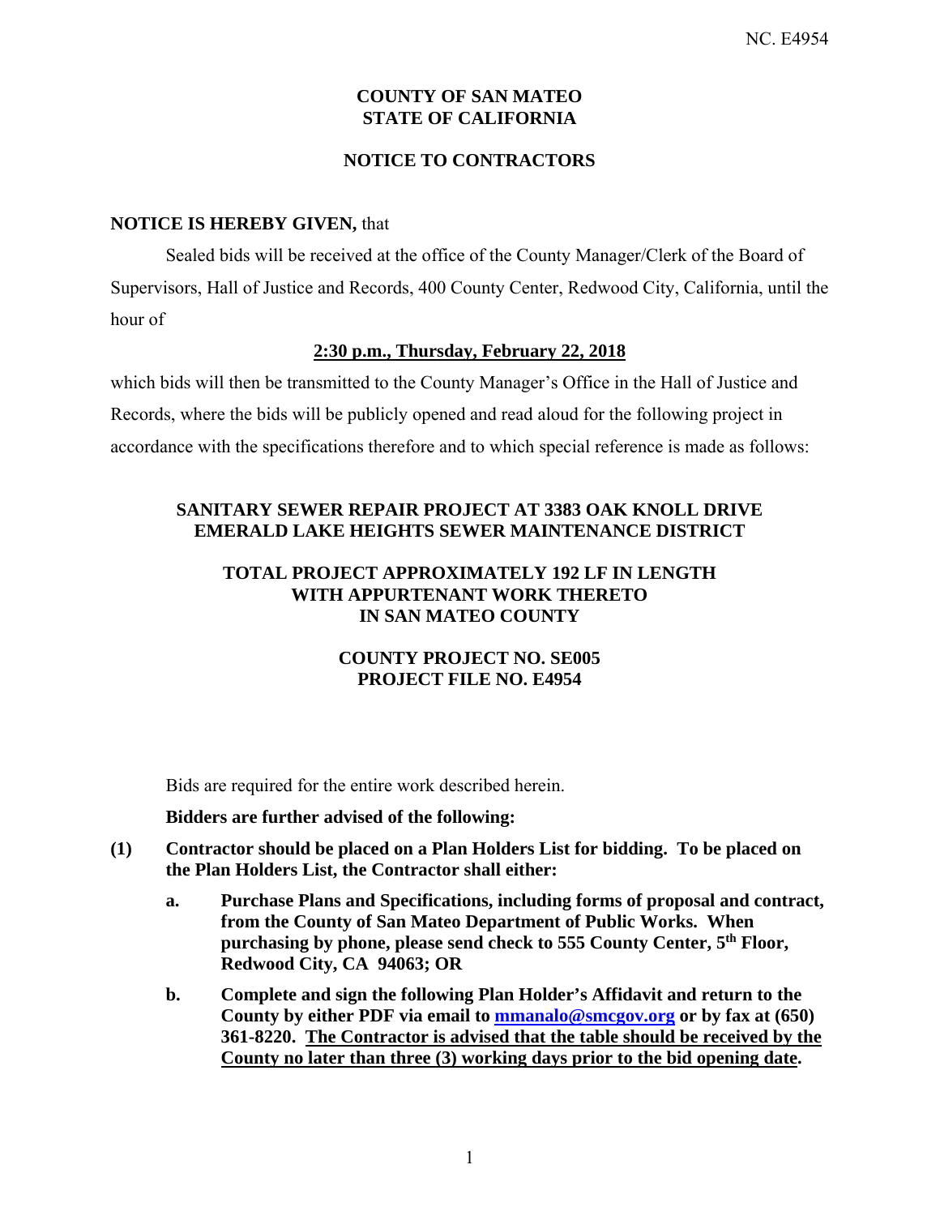NC. E4954

**COUNTY OF SAN MATEO**
**STATE OF CALIFORNIA**

**NOTICE TO CONTRACTORS**

**NOTICE IS HEREBY GIVEN,** that

Sealed bids will be received at the office of the County Manager/Clerk of the Board of Supervisors, Hall of Justice and Records, 400 County Center, Redwood City, California, until the hour of

**2:30 p.m., Thursday, February 22, 2018**

which bids will then be transmitted to the County Manager's Office in the Hall of Justice and Records, where the bids will be publicly opened and read aloud for the following project in accordance with the specifications therefore and to which special reference is made as follows:

**SANITARY SEWER REPAIR PROJECT AT 3383 OAK KNOLL DRIVE**
**EMERALD LAKE HEIGHTS SEWER MAINTENANCE DISTRICT**

**TOTAL PROJECT APPROXIMATELY 192 LF IN LENGTH**
**WITH APPURTENANT WORK THERETO**
**IN SAN MATEO COUNTY**

**COUNTY PROJECT NO. SE005**
**PROJECT FILE NO. E4954**

Bids are required for the entire work described herein.

**Bidders are further advised of the following:**

**(1) Contractor should be placed on a Plan Holders List for bidding. To be placed on the Plan Holders List, the Contractor shall either:**

**a. Purchase Plans and Specifications, including forms of proposal and contract, from the County of San Mateo Department of Public Works. When purchasing by phone, please send check to 555 County Center, 5th Floor, Redwood City, CA 94063; OR**

**b. Complete and sign the following Plan Holder's Affidavit and return to the County by either PDF via email to mmanalo@smcgov.org or by fax at (650) 361-8220. The Contractor is advised that the table should be received by the County no later than three (3) working days prior to the bid opening date.**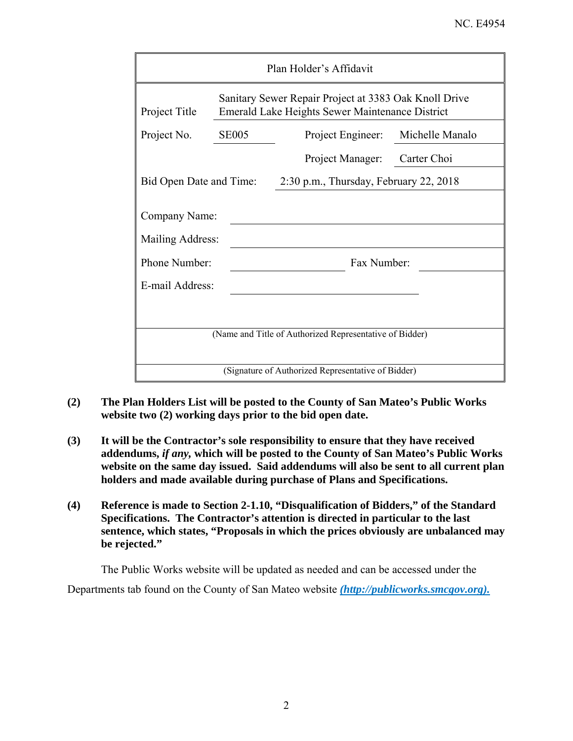NC. E4954

| Plan Holder's Affidavit | | | |
|---|---|---|---|
| Project Title | Sanitary Sewer Repair Project at 3383 Oak Knoll Drive<br>Emerald Lake Heights Sewer Maintenance District | | |
| Project No. | SE005 | Project Engineer: | Michelle Manalo |
| | | Project Manager: | Carter Choi |
| Bid Open Date and Time: | 2:30 p.m., Thursday, February 22, 2018 | | |
| Company Name: | | | |
| Mailing Address: | | | |
| Phone Number: | | Fax Number: | |
| E-mail Address: | | | |
| (Name and Title of Authorized Representative of Bidder) | | | |
| (Signature of Authorized Representative of Bidder) | | | |

**(2) The Plan Holders List will be posted to the County of San Mateo's Public Works website two (2) working days prior to the bid open date.**

**(3) It will be the Contractor's sole responsibility to ensure that they have received addendums, *if any*, which will be posted to the County of San Mateo's Public Works website on the same day issued. Said addendums will also be sent to all current plan holders and made available during purchase of Plans and Specifications.**

**(4) Reference is made to Section 2-1.10, "Disqualification of Bidders," of the Standard Specifications. The Contractor's attention is directed in particular to the last sentence, which states, "Proposals in which the prices obviously are unbalanced may be rejected."**

The Public Works website will be updated as needed and can be accessed under the Departments tab found on the County of San Mateo website ***(http://publicworks.smcgov.org).***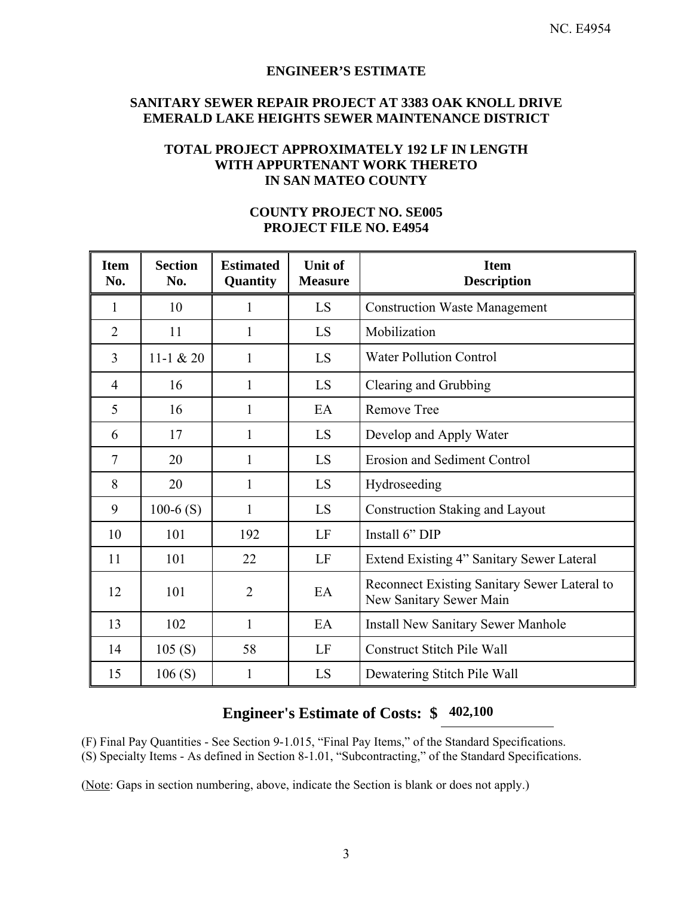# ENGINEER'S ESTIMATE

## SANITARY SEWER REPAIR PROJECT AT 3383 OAK KNOLL DRIVE EMERALD LAKE HEIGHTS SEWER MAINTENANCE DISTRICT

## TOTAL PROJECT APPROXIMATELY 192 LF IN LENGTH WITH APPURTENANT WORK THERETO IN SAN MATEO COUNTY

## COUNTY PROJECT NO. SE005 PROJECT FILE NO. E4954

| Item No. | Section No. | Estimated Quantity | Unit of Measure | Item Description |
|---|---|---|---|---|
| 1 | 10 | 1 | LS | Construction Waste Management |
| 2 | 11 | 1 | LS | Mobilization |
| 3 | 11-1 & 20 | 1 | LS | Water Pollution Control |
| 4 | 16 | 1 | LS | Clearing and Grubbing |
| 5 | 16 | 1 | EA | Remove Tree |
| 6 | 17 | 1 | LS | Develop and Apply Water |
| 7 | 20 | 1 | LS | Erosion and Sediment Control |
| 8 | 20 | 1 | LS | Hydroseeding |
| 9 | 100-6 (S) | 1 | LS | Construction Staking and Layout |
| 10 | 101 | 192 | LF | Install 6" DIP |
| 11 | 101 | 22 | LF | Extend Existing 4" Sanitary Sewer Lateral |
| 12 | 101 | 2 | EA | Reconnect Existing Sanitary Sewer Lateral to New Sanitary Sewer Main |
| 13 | 102 | 1 | EA | Install New Sanitary Sewer Manhole |
| 14 | 105 (S) | 58 | LF | Construct Stitch Pile Wall |
| 15 | 106 (S) | 1 | LS | Dewatering Stitch Pile Wall |

**Engineer's Estimate of Costs: $ 402,100**

(F) Final Pay Quantities - See Section 9-1.015, "Final Pay Items," of the Standard Specifications.
(S) Specialty Items - As defined in Section 8-1.01, "Subcontracting," of the Standard Specifications.

(Note: Gaps in section numbering, above, indicate the Section is blank or does not apply.)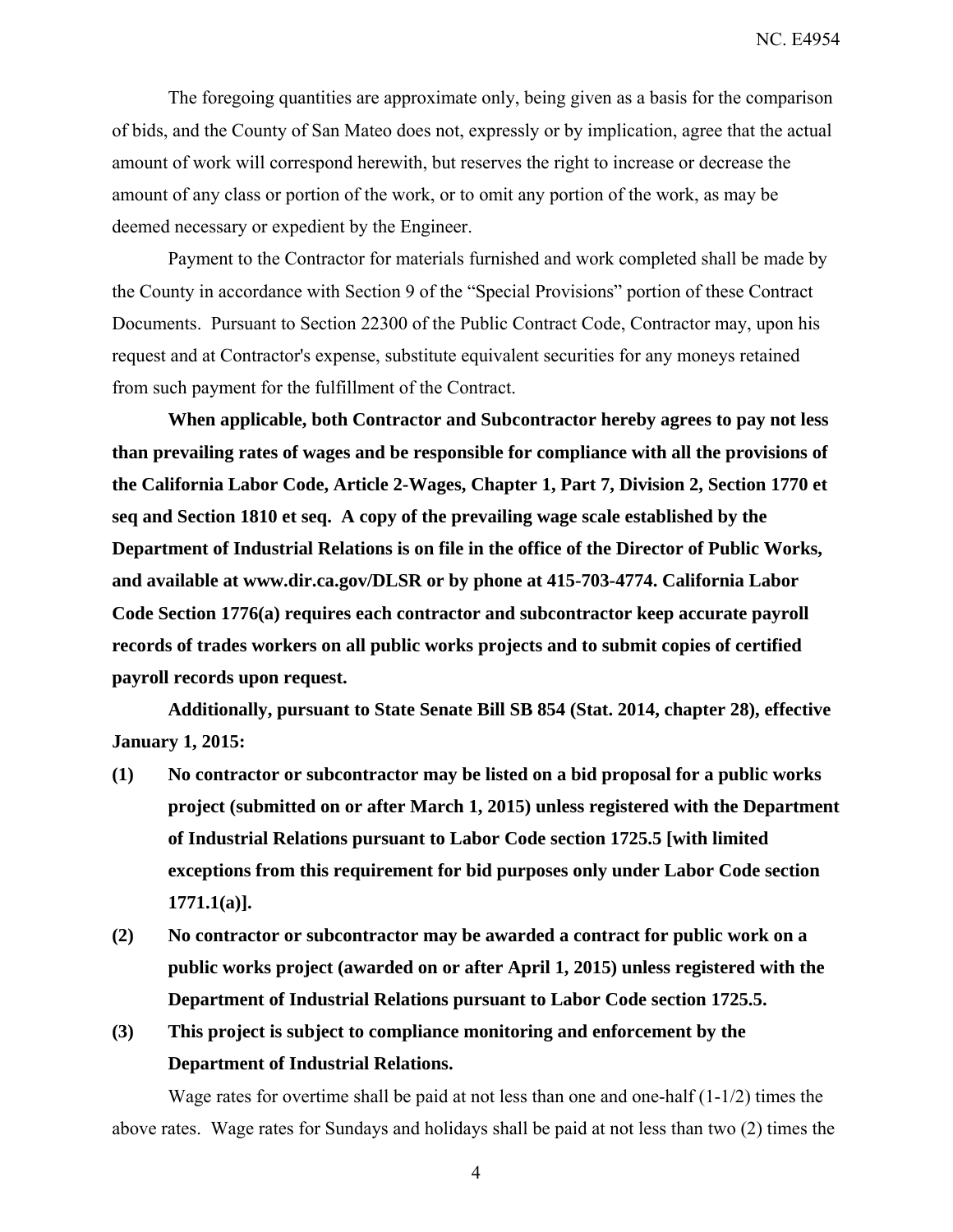The foregoing quantities are approximate only, being given as a basis for the comparison of bids, and the County of San Mateo does not, expressly or by implication, agree that the actual amount of work will correspond herewith, but reserves the right to increase or decrease the amount of any class or portion of the work, or to omit any portion of the work, as may be deemed necessary or expedient by the Engineer.

Payment to the Contractor for materials furnished and work completed shall be made by the County in accordance with Section 9 of the "Special Provisions" portion of these Contract Documents. Pursuant to Section 22300 of the Public Contract Code, Contractor may, upon his request and at Contractor's expense, substitute equivalent securities for any moneys retained from such payment for the fulfillment of the Contract.

**When applicable, both Contractor and Subcontractor hereby agrees to pay not less than prevailing rates of wages and be responsible for compliance with all the provisions of the California Labor Code, Article 2-Wages, Chapter 1, Part 7, Division 2, Section 1770 et seq and Section 1810 et seq. A copy of the prevailing wage scale established by the Department of Industrial Relations is on file in the office of the Director of Public Works, and available at www.dir.ca.gov/DLSR or by phone at 415-703-4774. California Labor Code Section 1776(a) requires each contractor and subcontractor keep accurate payroll records of trades workers on all public works projects and to submit copies of certified payroll records upon request.**

**Additionally, pursuant to State Senate Bill SB 854 (Stat. 2014, chapter 28), effective January 1, 2015:**

**(1) No contractor or subcontractor may be listed on a bid proposal for a public works project (submitted on or after March 1, 2015) unless registered with the Department of Industrial Relations pursuant to Labor Code section 1725.5 [with limited exceptions from this requirement for bid purposes only under Labor Code section 1771.1(a)].**

**(2) No contractor or subcontractor may be awarded a contract for public work on a public works project (awarded on or after April 1, 2015) unless registered with the Department of Industrial Relations pursuant to Labor Code section 1725.5.**

**(3) This project is subject to compliance monitoring and enforcement by the Department of Industrial Relations.**

Wage rates for overtime shall be paid at not less than one and one-half (1-1/2) times the above rates. Wage rates for Sundays and holidays shall be paid at not less than two (2) times the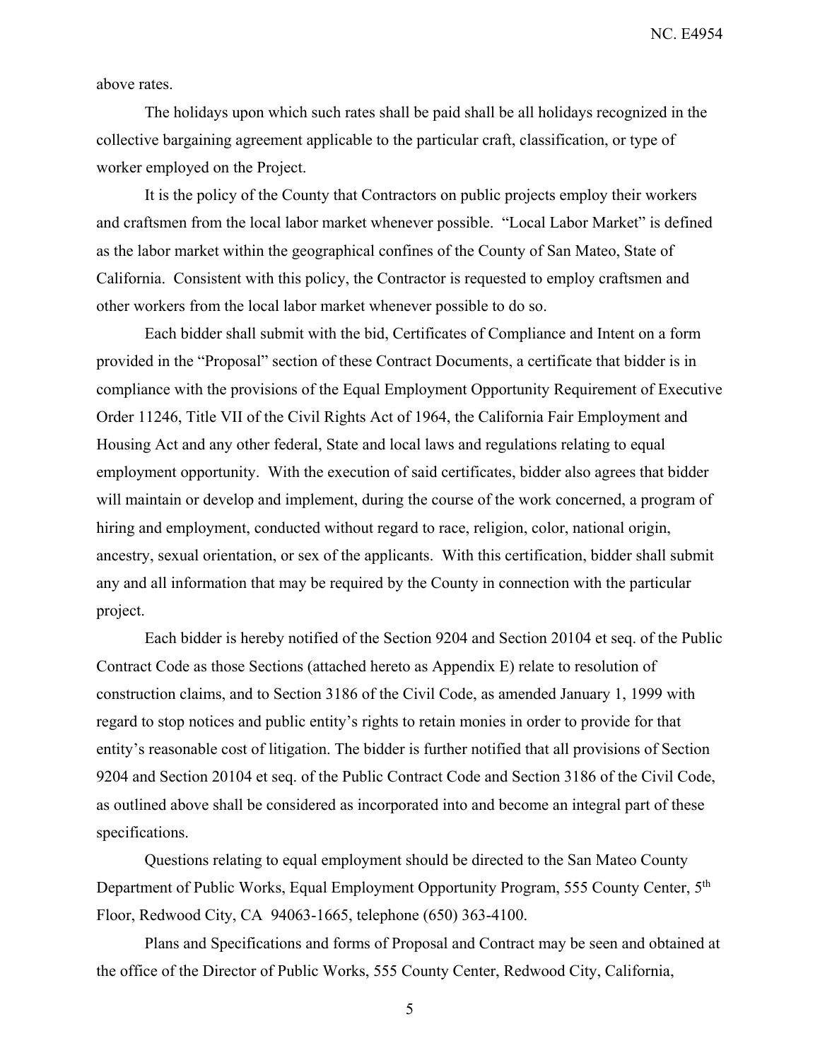above rates.

The holidays upon which such rates shall be paid shall be all holidays recognized in the collective bargaining agreement applicable to the particular craft, classification, or type of worker employed on the Project.

It is the policy of the County that Contractors on public projects employ their workers and craftsmen from the local labor market whenever possible. "Local Labor Market" is defined as the labor market within the geographical confines of the County of San Mateo, State of California. Consistent with this policy, the Contractor is requested to employ craftsmen and other workers from the local labor market whenever possible to do so.

Each bidder shall submit with the bid, Certificates of Compliance and Intent on a form provided in the "Proposal" section of these Contract Documents, a certificate that bidder is in compliance with the provisions of the Equal Employment Opportunity Requirement of Executive Order 11246, Title VII of the Civil Rights Act of 1964, the California Fair Employment and Housing Act and any other federal, State and local laws and regulations relating to equal employment opportunity. With the execution of said certificates, bidder also agrees that bidder will maintain or develop and implement, during the course of the work concerned, a program of hiring and employment, conducted without regard to race, religion, color, national origin, ancestry, sexual orientation, or sex of the applicants. With this certification, bidder shall submit any and all information that may be required by the County in connection with the particular project.

Each bidder is hereby notified of the Section 9204 and Section 20104 et seq. of the Public Contract Code as those Sections (attached hereto as Appendix E) relate to resolution of construction claims, and to Section 3186 of the Civil Code, as amended January 1, 1999 with regard to stop notices and public entity's rights to retain monies in order to provide for that entity's reasonable cost of litigation. The bidder is further notified that all provisions of Section 9204 and Section 20104 et seq. of the Public Contract Code and Section 3186 of the Civil Code, as outlined above shall be considered as incorporated into and become an integral part of these specifications.

Questions relating to equal employment should be directed to the San Mateo County Department of Public Works, Equal Employment Opportunity Program, 555 County Center, 5th Floor, Redwood City, CA 94063-1665, telephone (650) 363-4100.

Plans and Specifications and forms of Proposal and Contract may be seen and obtained at the office of the Director of Public Works, 555 County Center, Redwood City, California,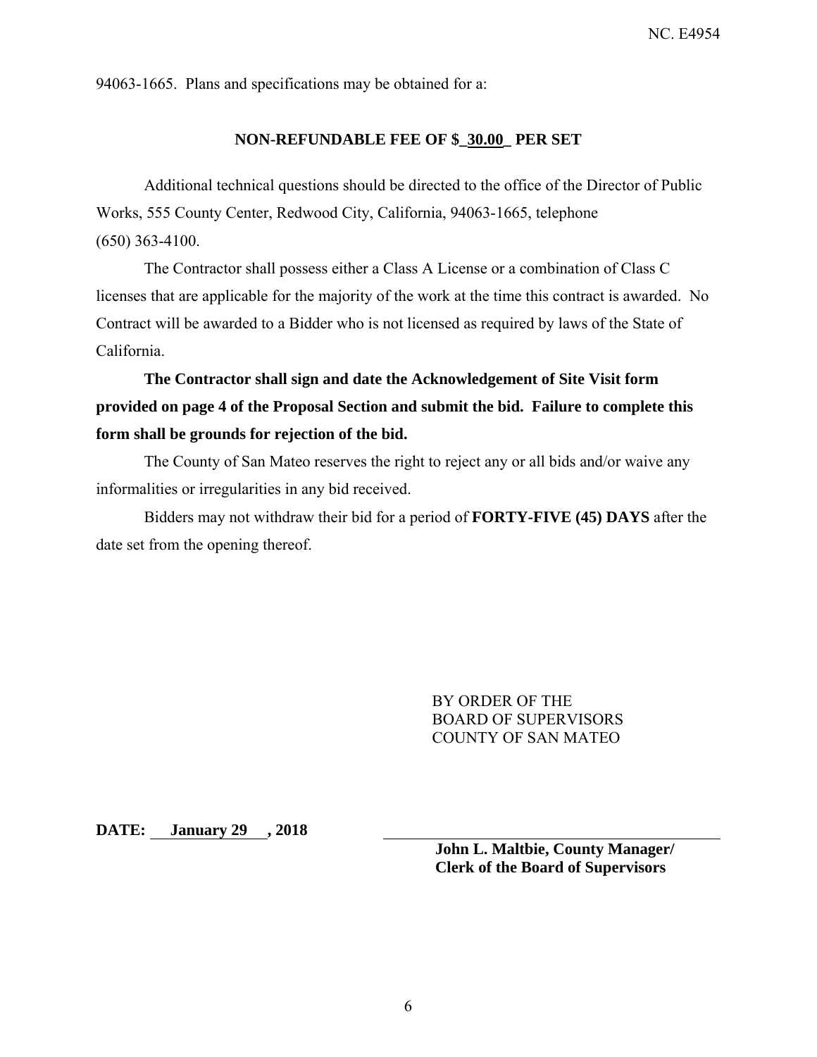94063-1665. Plans and specifications may be obtained for a:

**NON-REFUNDABLE FEE OF $_30.00_ PER SET**

Additional technical questions should be directed to the office of the Director of Public Works, 555 County Center, Redwood City, California, 94063-1665, telephone (650) 363-4100.

The Contractor shall possess either a Class A License or a combination of Class C licenses that are applicable for the majority of the work at the time this contract is awarded. No Contract will be awarded to a Bidder who is not licensed as required by laws of the State of California.

**The Contractor shall sign and date the Acknowledgement of Site Visit form provided on page 4 of the Proposal Section and submit the bid. Failure to complete this form shall be grounds for rejection of the bid.**

The County of San Mateo reserves the right to reject any or all bids and/or waive any informalities or irregularities in any bid received.

Bidders may not withdraw their bid for a period of **FORTY-FIVE (45) DAYS** after the date set from the opening thereof.

BY ORDER OF THE
BOARD OF SUPERVISORS
COUNTY OF SAN MATEO

**DATE: January 29 , 2018**

**John L. Maltbie, County Manager/**
**Clerk of the Board of Supervisors**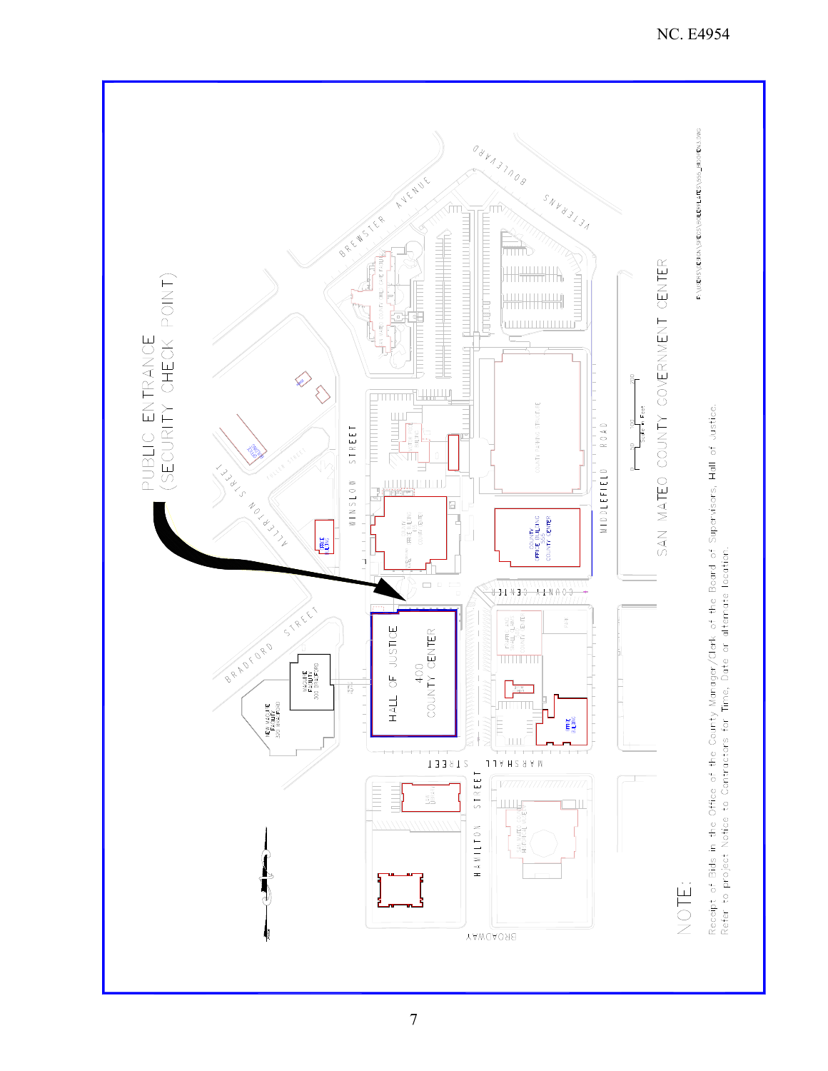NC. E4954

PUBLIC ENTRANCE
(SECURITY CHECK POINT)

HALL OF JUSTICE
400
COUNTY CENTER

SAN MATEO COUNTY GOVERNMENT CENTER

BREWSTER AVENUE

VETERANS BOULEVARD

WINSLOW STREET

MIDDLEFIELD ROAD

COUNTY CENTER

ALLERTON STREET

BRADFORD STREET

MARSHALL STREET

HAMILTON STREET

BROADWAY

NOTE:

Receipt of Bids in the Office of the County Manager/Clerk of the Board of Supervisors, Hall of Justice.
Refer to project Notice to Contractors for Time, Date or alternate location.